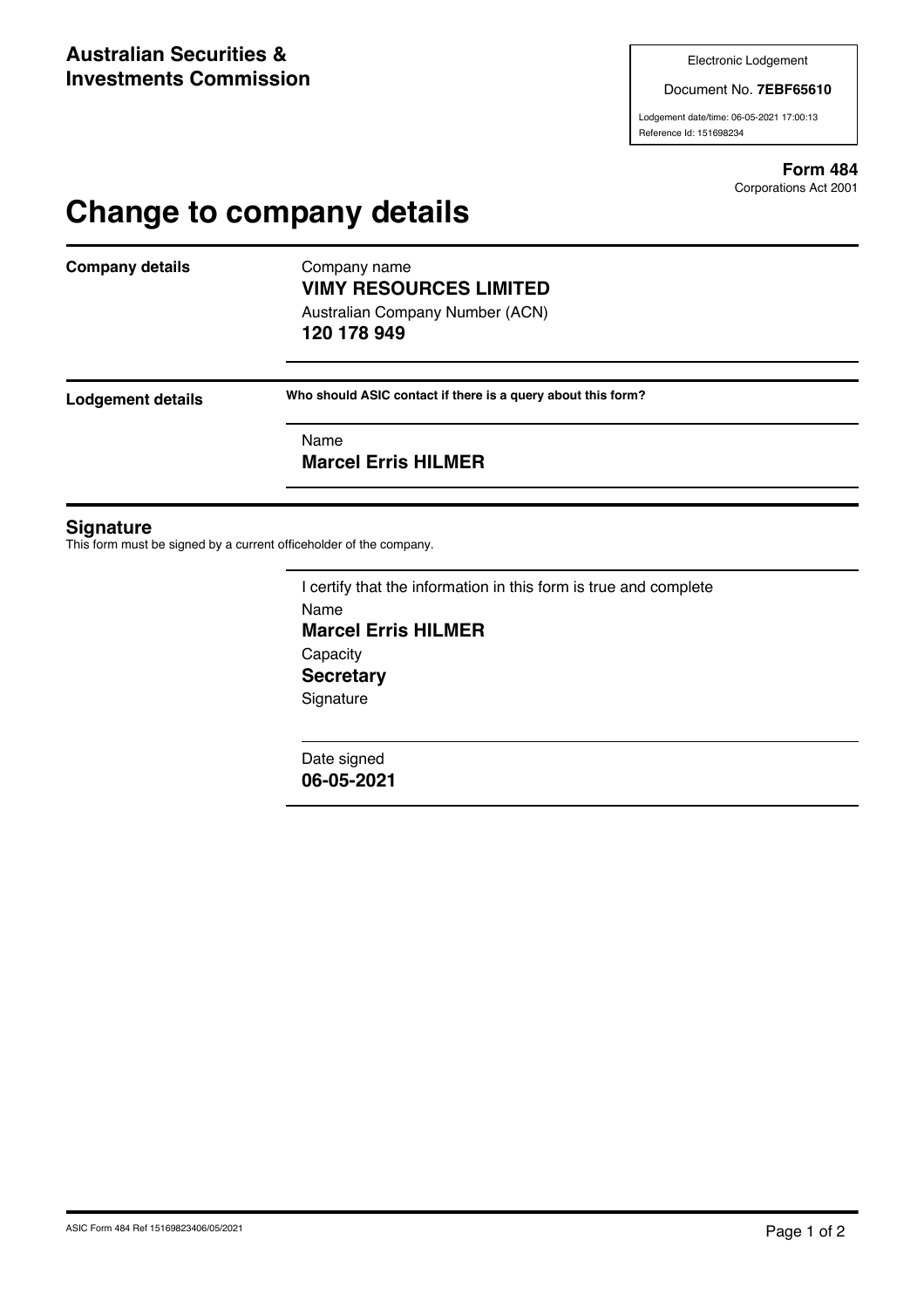**Australian Securities & Investments Commission**

Electronic Lodgement

Document No. **7EBF65610**

Lodgement date/time: 06-05-2021 17:00:13

Reference Id: 151698234

**Form 484**
Corporations Act 2001

# Change to company details

**Company details**

Company name
**VIMY RESOURCES LIMITED**

Australian Company Number (ACN)
**120 178 949**

**Lodgement details**

**Who should ASIC contact if there is a query about this form?**

Name
**Marcel Erris HILMER**

## Signature

This form must be signed by a current officeholder of the company.

I certify that the information in this form is true and complete

Name
**Marcel Erris HILMER**

Capacity
**Secretary**

Signature

Date signed
**06-05-2021**

ASIC Form 484 Ref 15169823406/05/2021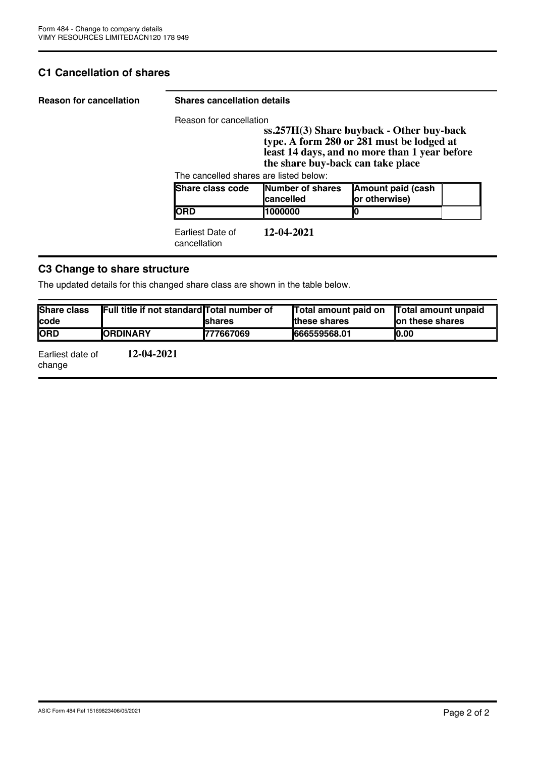## C1 Cancellation of shares

**Reason for cancellation**

**Shares cancellation details**

Reason for cancellation **ss.257H(3) Share buyback - Other buy-back type. A form 280 or 281 must be lodged at least 14 days, and no more than 1 year before the share buy-back can take place**

The cancelled shares are listed below:

| Share class code | Number of shares cancelled | Amount paid (cash or otherwise) | |
|---|---|---|---|
| ORD | 1000000 | 0 | |

Earliest Date of cancellation **12-04-2021**

## C3 Change to share structure

The updated details for this changed share class are shown in the table below.

| Share class code | Full title if not standard | Total number of shares | Total amount paid on these shares | Total amount unpaid on these shares |
|---|---|---|---|---|
| ORD | ORDINARY | 777667069 | 666559568.01 | 0.00 |

Earliest date of change **12-04-2021**